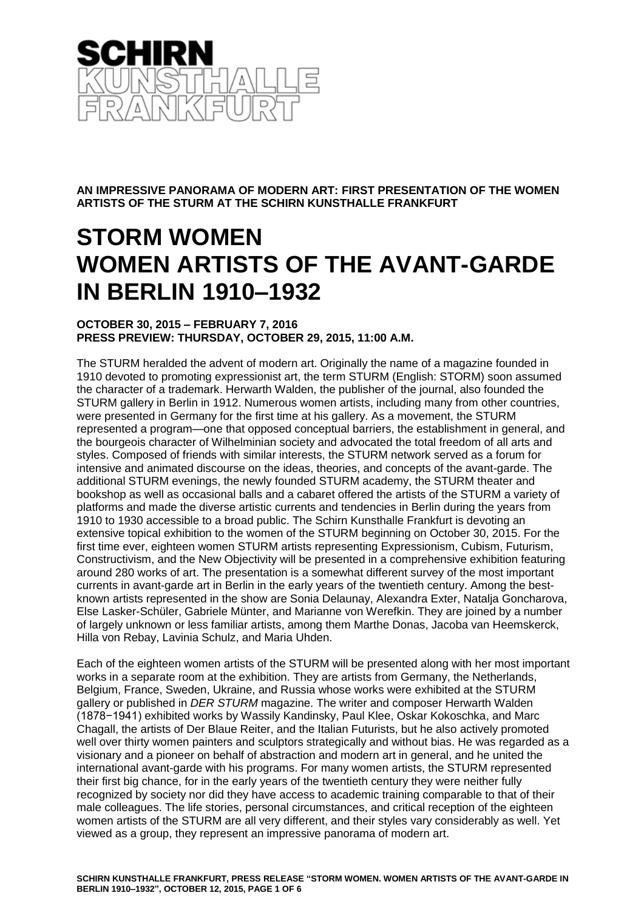**SCHIRN KUNSTHALLE FRANKFURT**

**AN IMPRESSIVE PANORAMA OF MODERN ART: FIRST PRESENTATION OF THE WOMEN ARTISTS OF THE STURM AT THE SCHIRN KUNSTHALLE FRANKFURT**

# STORM WOMEN
# WOMEN ARTISTS OF THE AVANT-GARDE IN BERLIN 1910–1932

**OCTOBER 30, 2015 – FEBRUARY 7, 2016**
**PRESS PREVIEW: THURSDAY, OCTOBER 29, 2015, 11:00 A.M.**

The STURM heralded the advent of modern art. Originally the name of a magazine founded in 1910 devoted to promoting expressionist art, the term STURM (English: STORM) soon assumed the character of a trademark. Herwarth Walden, the publisher of the journal, also founded the STURM gallery in Berlin in 1912. Numerous women artists, including many from other countries, were presented in Germany for the first time at his gallery. As a movement, the STURM represented a program—one that opposed conceptual barriers, the establishment in general, and the bourgeois character of Wilhelminian society and advocated the total freedom of all arts and styles. Composed of friends with similar interests, the STURM network served as a forum for intensive and animated discourse on the ideas, theories, and concepts of the avant-garde. The additional STURM evenings, the newly founded STURM academy, the STURM theater and bookshop as well as occasional balls and a cabaret offered the artists of the STURM a variety of platforms and made the diverse artistic currents and tendencies in Berlin during the years from 1910 to 1930 accessible to a broad public. The Schirn Kunsthalle Frankfurt is devoting an extensive topical exhibition to the women of the STURM beginning on October 30, 2015. For the first time ever, eighteen women STURM artists representing Expressionism, Cubism, Futurism, Constructivism, and the New Objectivity will be presented in a comprehensive exhibition featuring around 280 works of art. The presentation is a somewhat different survey of the most important currents in avant-garde art in Berlin in the early years of the twentieth century. Among the best-known artists represented in the show are Sonia Delaunay, Alexandra Exter, Natalja Goncharova, Else Lasker-Schüler, Gabriele Münter, and Marianne von Werefkin. They are joined by a number of largely unknown or less familiar artists, among them Marthe Donas, Jacoba van Heemskerck, Hilla von Rebay, Lavinia Schulz, and Maria Uhden.

Each of the eighteen women artists of the STURM will be presented along with her most important works in a separate room at the exhibition. They are artists from Germany, the Netherlands, Belgium, France, Sweden, Ukraine, and Russia whose works were exhibited at the STURM gallery or published in *DER STURM* magazine. The writer and composer Herwarth Walden (1878−1941) exhibited works by Wassily Kandinsky, Paul Klee, Oskar Kokoschka, and Marc Chagall, the artists of Der Blaue Reiter, and the Italian Futurists, but he also actively promoted well over thirty women painters and sculptors strategically and without bias. He was regarded as a visionary and a pioneer on behalf of abstraction and modern art in general, and he united the international avant-garde with his programs. For many women artists, the STURM represented their first big chance, for in the early years of the twentieth century they were neither fully recognized by society nor did they have access to academic training comparable to that of their male colleagues. The life stories, personal circumstances, and critical reception of the eighteen women artists of the STURM are all very different, and their styles vary considerably as well. Yet viewed as a group, they represent an impressive panorama of modern art.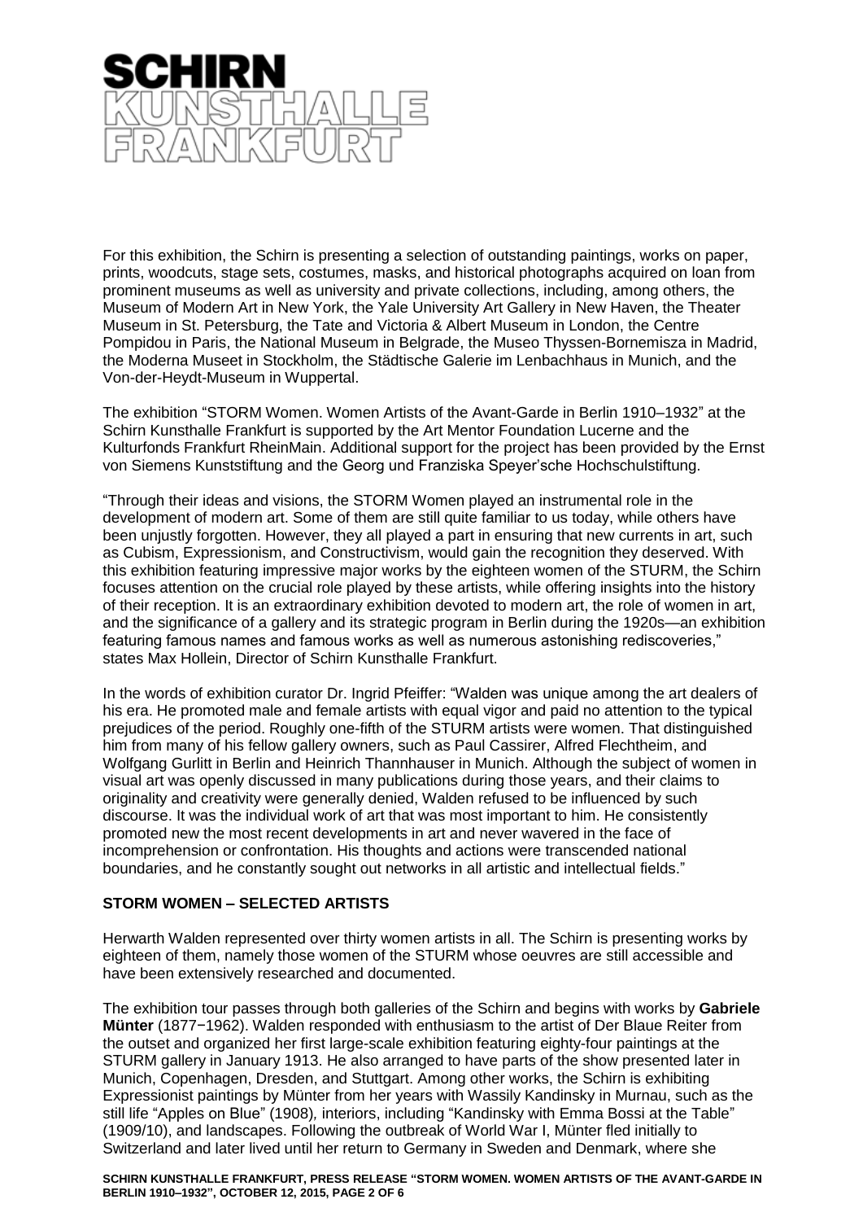For this exhibition, the Schirn is presenting a selection of outstanding paintings, works on paper, prints, woodcuts, stage sets, costumes, masks, and historical photographs acquired on loan from prominent museums as well as university and private collections, including, among others, the Museum of Modern Art in New York, the Yale University Art Gallery in New Haven, the Theater Museum in St. Petersburg, the Tate and Victoria & Albert Museum in London, the Centre Pompidou in Paris, the National Museum in Belgrade, the Museo Thyssen-Bornemisza in Madrid, the Moderna Museet in Stockholm, the Städtische Galerie im Lenbachhaus in Munich, and the Von-der-Heydt-Museum in Wuppertal.

The exhibition "STORM Women. Women Artists of the Avant-Garde in Berlin 1910–1932" at the Schirn Kunsthalle Frankfurt is supported by the Art Mentor Foundation Lucerne and the Kulturfonds Frankfurt RheinMain. Additional support for the project has been provided by the Ernst von Siemens Kunststiftung and the Georg und Franziska Speyer'sche Hochschulstiftung.

"Through their ideas and visions, the STORM Women played an instrumental role in the development of modern art. Some of them are still quite familiar to us today, while others have been unjustly forgotten. However, they all played a part in ensuring that new currents in art, such as Cubism, Expressionism, and Constructivism, would gain the recognition they deserved. With this exhibition featuring impressive major works by the eighteen women of the STURM, the Schirn focuses attention on the crucial role played by these artists, while offering insights into the history of their reception. It is an extraordinary exhibition devoted to modern art, the role of women in art, and the significance of a gallery and its strategic program in Berlin during the 1920s—an exhibition featuring famous names and famous works as well as numerous astonishing rediscoveries," states Max Hollein, Director of Schirn Kunsthalle Frankfurt.

In the words of exhibition curator Dr. Ingrid Pfeiffer: "Walden was unique among the art dealers of his era. He promoted male and female artists with equal vigor and paid no attention to the typical prejudices of the period. Roughly one-fifth of the STURM artists were women. That distinguished him from many of his fellow gallery owners, such as Paul Cassirer, Alfred Flechtheim, and Wolfgang Gurlitt in Berlin and Heinrich Thannhauser in Munich. Although the subject of women in visual art was openly discussed in many publications during those years, and their claims to originality and creativity were generally denied, Walden refused to be influenced by such discourse. It was the individual work of art that was most important to him. He consistently promoted new the most recent developments in art and never wavered in the face of incomprehension or confrontation. His thoughts and actions were transcended national boundaries, and he constantly sought out networks in all artistic and intellectual fields."

## STORM WOMEN – SELECTED ARTISTS

Herwarth Walden represented over thirty women artists in all. The Schirn is presenting works by eighteen of them, namely those women of the STURM whose oeuvres are still accessible and have been extensively researched and documented.

The exhibition tour passes through both galleries of the Schirn and begins with works by **Gabriele Münter** (1877−1962). Walden responded with enthusiasm to the artist of Der Blaue Reiter from the outset and organized her first large-scale exhibition featuring eighty-four paintings at the STURM gallery in January 1913. He also arranged to have parts of the show presented later in Munich, Copenhagen, Dresden, and Stuttgart. Among other works, the Schirn is exhibiting Expressionist paintings by Münter from her years with Wassily Kandinsky in Murnau, such as the still life "Apples on Blue" (1908), interiors, including "Kandinsky with Emma Bossi at the Table" (1909/10), and landscapes. Following the outbreak of World War I, Münter fled initially to Switzerland and later lived until her return to Germany in Sweden and Denmark, where she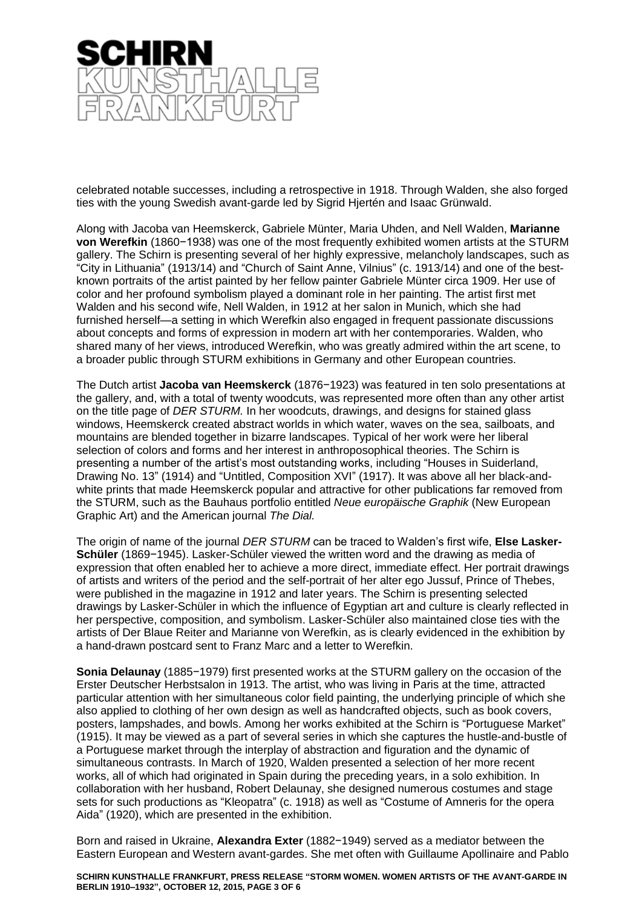celebrated notable successes, including a retrospective in 1918. Through Walden, she also forged ties with the young Swedish avant-garde led by Sigrid Hjertén and Isaac Grünwald.

Along with Jacoba van Heemskerck, Gabriele Münter, Maria Uhden, and Nell Walden, **Marianne von Werefkin** (1860−1938) was one of the most frequently exhibited women artists at the STURM gallery. The Schirn is presenting several of her highly expressive, melancholy landscapes, such as "City in Lithuania" (1913/14) and "Church of Saint Anne, Vilnius" (c. 1913/14) and one of the best-known portraits of the artist painted by her fellow painter Gabriele Münter circa 1909. Her use of color and her profound symbolism played a dominant role in her painting. The artist first met Walden and his second wife, Nell Walden, in 1912 at her salon in Munich, which she had furnished herself—a setting in which Werefkin also engaged in frequent passionate discussions about concepts and forms of expression in modern art with her contemporaries. Walden, who shared many of her views, introduced Werefkin, who was greatly admired within the art scene, to a broader public through STURM exhibitions in Germany and other European countries.

The Dutch artist **Jacoba van Heemskerck** (1876−1923) was featured in ten solo presentations at the gallery, and, with a total of twenty woodcuts, was represented more often than any other artist on the title page of *DER STURM.* In her woodcuts, drawings, and designs for stained glass windows, Heemskerck created abstract worlds in which water, waves on the sea, sailboats, and mountains are blended together in bizarre landscapes. Typical of her work were her liberal selection of colors and forms and her interest in anthroposophical theories. The Schirn is presenting a number of the artist's most outstanding works, including "Houses in Suiderland, Drawing No. 13" (1914) and "Untitled, Composition XVI" (1917). It was above all her black-and-white prints that made Heemskerck popular and attractive for other publications far removed from the STURM, such as the Bauhaus portfolio entitled *Neue europäische Graphik* (New European Graphic Art) and the American journal *The Dial.*

The origin of name of the journal *DER STURM* can be traced to Walden's first wife, **Else Lasker-Schüler** (1869−1945). Lasker-Schüler viewed the written word and the drawing as media of expression that often enabled her to achieve a more direct, immediate effect. Her portrait drawings of artists and writers of the period and the self-portrait of her alter ego Jussuf, Prince of Thebes, were published in the magazine in 1912 and later years. The Schirn is presenting selected drawings by Lasker-Schüler in which the influence of Egyptian art and culture is clearly reflected in her perspective, composition, and symbolism. Lasker-Schüler also maintained close ties with the artists of Der Blaue Reiter and Marianne von Werefkin, as is clearly evidenced in the exhibition by a hand-drawn postcard sent to Franz Marc and a letter to Werefkin.

**Sonia Delaunay** (1885−1979) first presented works at the STURM gallery on the occasion of the Erster Deutscher Herbstsalon in 1913. The artist, who was living in Paris at the time, attracted particular attention with her simultaneous color field painting, the underlying principle of which she also applied to clothing of her own design as well as handcrafted objects, such as book covers, posters, lampshades, and bowls. Among her works exhibited at the Schirn is "Portuguese Market" (1915). It may be viewed as a part of several series in which she captures the hustle-and-bustle of a Portuguese market through the interplay of abstraction and figuration and the dynamic of simultaneous contrasts. In March of 1920, Walden presented a selection of her more recent works, all of which had originated in Spain during the preceding years, in a solo exhibition. In collaboration with her husband, Robert Delaunay, she designed numerous costumes and stage sets for such productions as "Kleopatra" (c. 1918) as well as "Costume of Amneris for the opera Aida" (1920), which are presented in the exhibition.

Born and raised in Ukraine, **Alexandra Exter** (1882−1949) served as a mediator between the Eastern European and Western avant-gardes. She met often with Guillaume Apollinaire and Pablo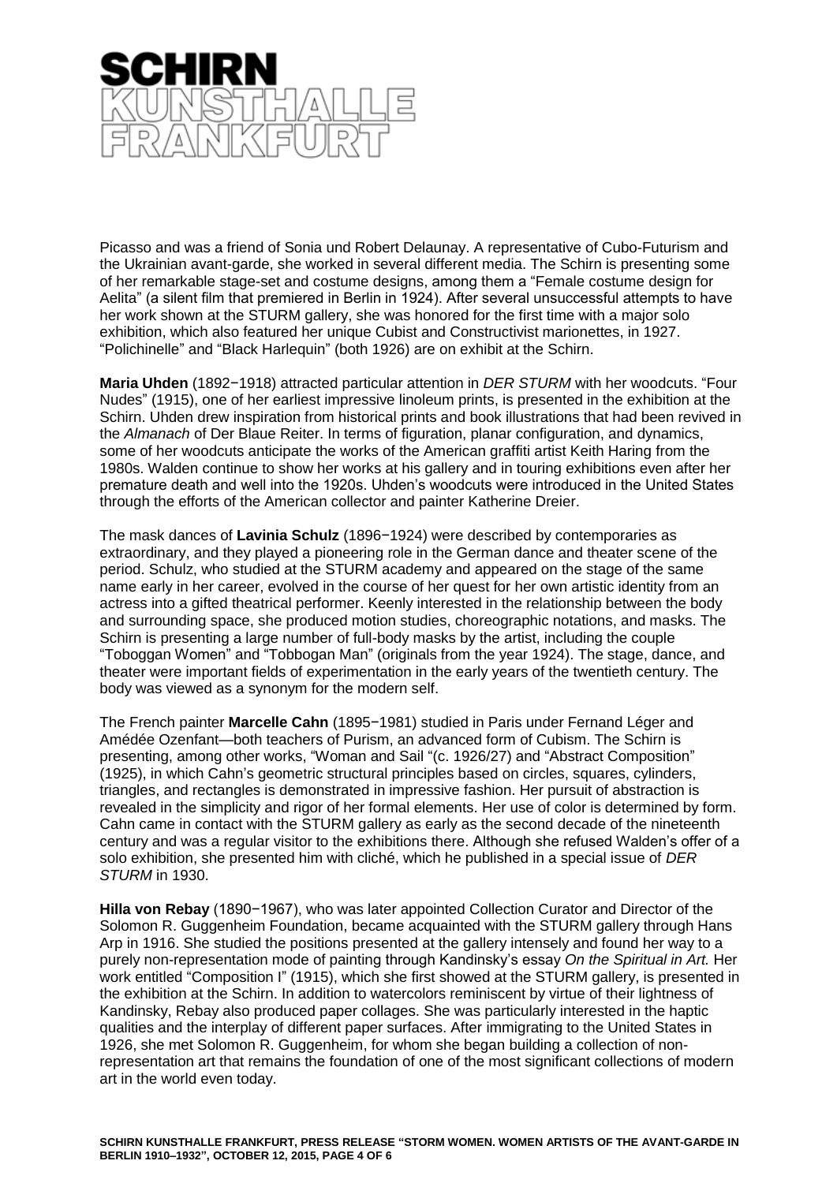Picasso and was a friend of Sonia und Robert Delaunay. A representative of Cubo-Futurism and the Ukrainian avant-garde, she worked in several different media. The Schirn is presenting some of her remarkable stage-set and costume designs, among them a "Female costume design for Aelita" (a silent film that premiered in Berlin in 1924). After several unsuccessful attempts to have her work shown at the STURM gallery, she was honored for the first time with a major solo exhibition, which also featured her unique Cubist and Constructivist marionettes, in 1927. "Polichinelle" and "Black Harlequin" (both 1926) are on exhibit at the Schirn.

**Maria Uhden** (1892−1918) attracted particular attention in *DER STURM* with her woodcuts. "Four Nudes" (1915), one of her earliest impressive linoleum prints, is presented in the exhibition at the Schirn. Uhden drew inspiration from historical prints and book illustrations that had been revived in the *Almanach* of Der Blaue Reiter. In terms of figuration, planar configuration, and dynamics, some of her woodcuts anticipate the works of the American graffiti artist Keith Haring from the 1980s. Walden continue to show her works at his gallery and in touring exhibitions even after her premature death and well into the 1920s. Uhden's woodcuts were introduced in the United States through the efforts of the American collector and painter Katherine Dreier.

The mask dances of **Lavinia Schulz** (1896−1924) were described by contemporaries as extraordinary, and they played a pioneering role in the German dance and theater scene of the period. Schulz, who studied at the STURM academy and appeared on the stage of the same name early in her career, evolved in the course of her quest for her own artistic identity from an actress into a gifted theatrical performer. Keenly interested in the relationship between the body and surrounding space, she produced motion studies, choreographic notations, and masks. The Schirn is presenting a large number of full-body masks by the artist, including the couple "Toboggan Women" and "Tobbogan Man" (originals from the year 1924). The stage, dance, and theater were important fields of experimentation in the early years of the twentieth century. The body was viewed as a synonym for the modern self.

The French painter **Marcelle Cahn** (1895−1981) studied in Paris under Fernand Léger and Amédée Ozenfant—both teachers of Purism, an advanced form of Cubism. The Schirn is presenting, among other works, "Woman and Sail "(c. 1926/27) and "Abstract Composition" (1925), in which Cahn's geometric structural principles based on circles, squares, cylinders, triangles, and rectangles is demonstrated in impressive fashion. Her pursuit of abstraction is revealed in the simplicity and rigor of her formal elements. Her use of color is determined by form. Cahn came in contact with the STURM gallery as early as the second decade of the nineteenth century and was a regular visitor to the exhibitions there. Although she refused Walden's offer of a solo exhibition, she presented him with cliché, which he published in a special issue of *DER STURM* in 1930.

**Hilla von Rebay** (1890−1967), who was later appointed Collection Curator and Director of the Solomon R. Guggenheim Foundation, became acquainted with the STURM gallery through Hans Arp in 1916. She studied the positions presented at the gallery intensely and found her way to a purely non-representation mode of painting through Kandinsky's essay *On the Spiritual in Art.* Her work entitled "Composition I" (1915), which she first showed at the STURM gallery, is presented in the exhibition at the Schirn. In addition to watercolors reminiscent by virtue of their lightness of Kandinsky, Rebay also produced paper collages. She was particularly interested in the haptic qualities and the interplay of different paper surfaces. After immigrating to the United States in 1926, she met Solomon R. Guggenheim, for whom she began building a collection of non-representation art that remains the foundation of one of the most significant collections of modern art in the world even today.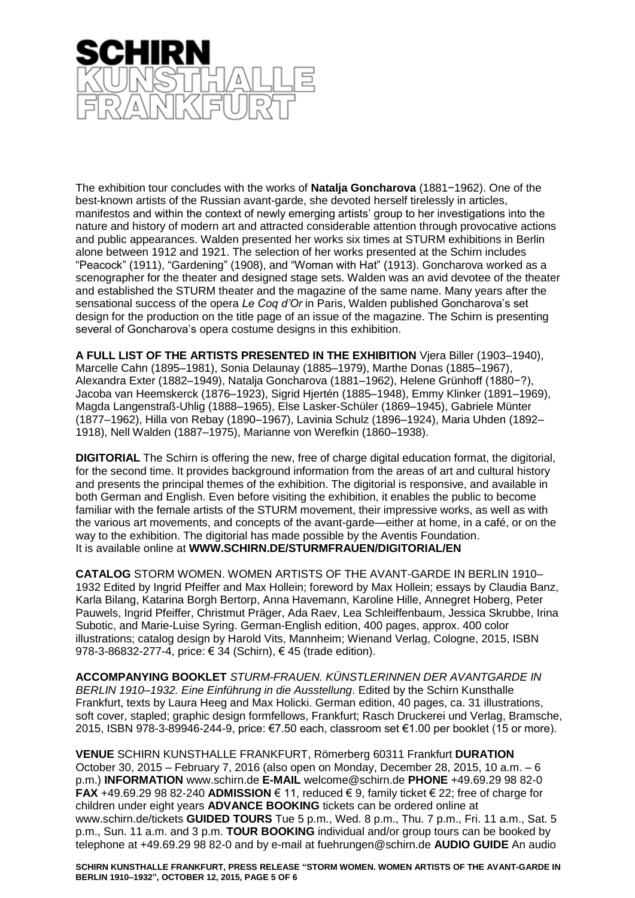The exhibition tour concludes with the works of **Natalja Goncharova** (1881−1962). One of the best-known artists of the Russian avant-garde, she devoted herself tirelessly in articles, manifestos and within the context of newly emerging artists' group to her investigations into the nature and history of modern art and attracted considerable attention through provocative actions and public appearances. Walden presented her works six times at STURM exhibitions in Berlin alone between 1912 and 1921. The selection of her works presented at the Schirn includes "Peacock" (1911), "Gardening" (1908), and "Woman with Hat" (1913). Goncharova worked as a scenographer for the theater and designed stage sets. Walden was an avid devotee of the theater and established the STURM theater and the magazine of the same name. Many years after the sensational success of the opera *Le Coq d'Or* in Paris, Walden published Goncharova's set design for the production on the title page of an issue of the magazine. The Schirn is presenting several of Goncharova's opera costume designs in this exhibition.

**A FULL LIST OF THE ARTISTS PRESENTED IN THE EXHIBITION** Vjera Biller (1903–1940), Marcelle Cahn (1895–1981), Sonia Delaunay (1885–1979), Marthe Donas (1885–1967), Alexandra Exter (1882–1949), Natalja Goncharova (1881–1962), Helene Grünhoff (1880−?), Jacoba van Heemskerck (1876–1923), Sigrid Hjertén (1885–1948), Emmy Klinker (1891–1969), Magda Langenstraß-Uhlig (1888–1965), Else Lasker-Schüler (1869–1945), Gabriele Münter (1877–1962), Hilla von Rebay (1890–1967), Lavinia Schulz (1896–1924), Maria Uhden (1892–1918), Nell Walden (1887–1975), Marianne von Werefkin (1860–1938).

**DIGITORIAL** The Schirn is offering the new, free of charge digital education format, the digitorial, for the second time. It provides background information from the areas of art and cultural history and presents the principal themes of the exhibition. The digitorial is responsive, and available in both German and English. Even before visiting the exhibition, it enables the public to become familiar with the female artists of the STURM movement, their impressive works, as well as with the various art movements, and concepts of the avant-garde—either at home, in a café, or on the way to the exhibition. The digitorial has made possible by the Aventis Foundation.
It is available online at **WWW.SCHIRN.DE/STURMFRAUEN/DIGITORIAL/EN**

**CATALOG** STORM WOMEN. WOMEN ARTISTS OF THE AVANT-GARDE IN BERLIN 1910–1932 Edited by Ingrid Pfeiffer and Max Hollein; foreword by Max Hollein; essays by Claudia Banz, Karla Bilang, Katarina Borgh Bertorp, Anna Havemann, Karoline Hille, Annegret Hoberg, Peter Pauwels, Ingrid Pfeiffer, Christmut Präger, Ada Raev, Lea Schleiffenbaum, Jessica Skrubbe, Irina Subotic, and Marie-Luise Syring. German-English edition, 400 pages, approx. 400 color illustrations; catalog design by Harold Vits, Mannheim; Wienand Verlag, Cologne, 2015, ISBN 978-3-86832-277-4, price: € 34 (Schirn), € 45 (trade edition).

**ACCOMPANYING BOOKLET** *STURM-FRAUEN. KÜNSTLERINNEN DER AVANTGARDE IN BERLIN 1910–1932. Eine Einführung in die Ausstellung*. Edited by the Schirn Kunsthalle Frankfurt, texts by Laura Heeg and Max Holicki. German edition, 40 pages, ca. 31 illustrations, soft cover, stapled; graphic design formfellows, Frankfurt; Rasch Druckerei und Verlag, Bramsche, 2015, ISBN 978-3-89946-244-9, price: €7.50 each, classroom set €1.00 per booklet (15 or more).

**VENUE** SCHIRN KUNSTHALLE FRANKFURT, Römerberg 60311 Frankfurt **DURATION** October 30, 2015 – February 7, 2016 (also open on Monday, December 28, 2015, 10 a.m. – 6 p.m.) **INFORMATION** www.schirn.de **E-MAIL** welcome@schirn.de **PHONE** +49.69.29 98 82-0 **FAX** +49.69.29 98 82-240 **ADMISSION** € 11, reduced € 9, family ticket € 22; free of charge for children under eight years **ADVANCE BOOKING** tickets can be ordered online at www.schirn.de/tickets **GUIDED TOURS** Tue 5 p.m., Wed. 8 p.m., Thu. 7 p.m., Fri. 11 a.m., Sat. 5 p.m., Sun. 11 a.m. and 3 p.m. **TOUR BOOKING** individual and/or group tours can be booked by telephone at +49.69.29 98 82-0 and by e-mail at fuehrungen@schirn.de **AUDIO GUIDE** An audio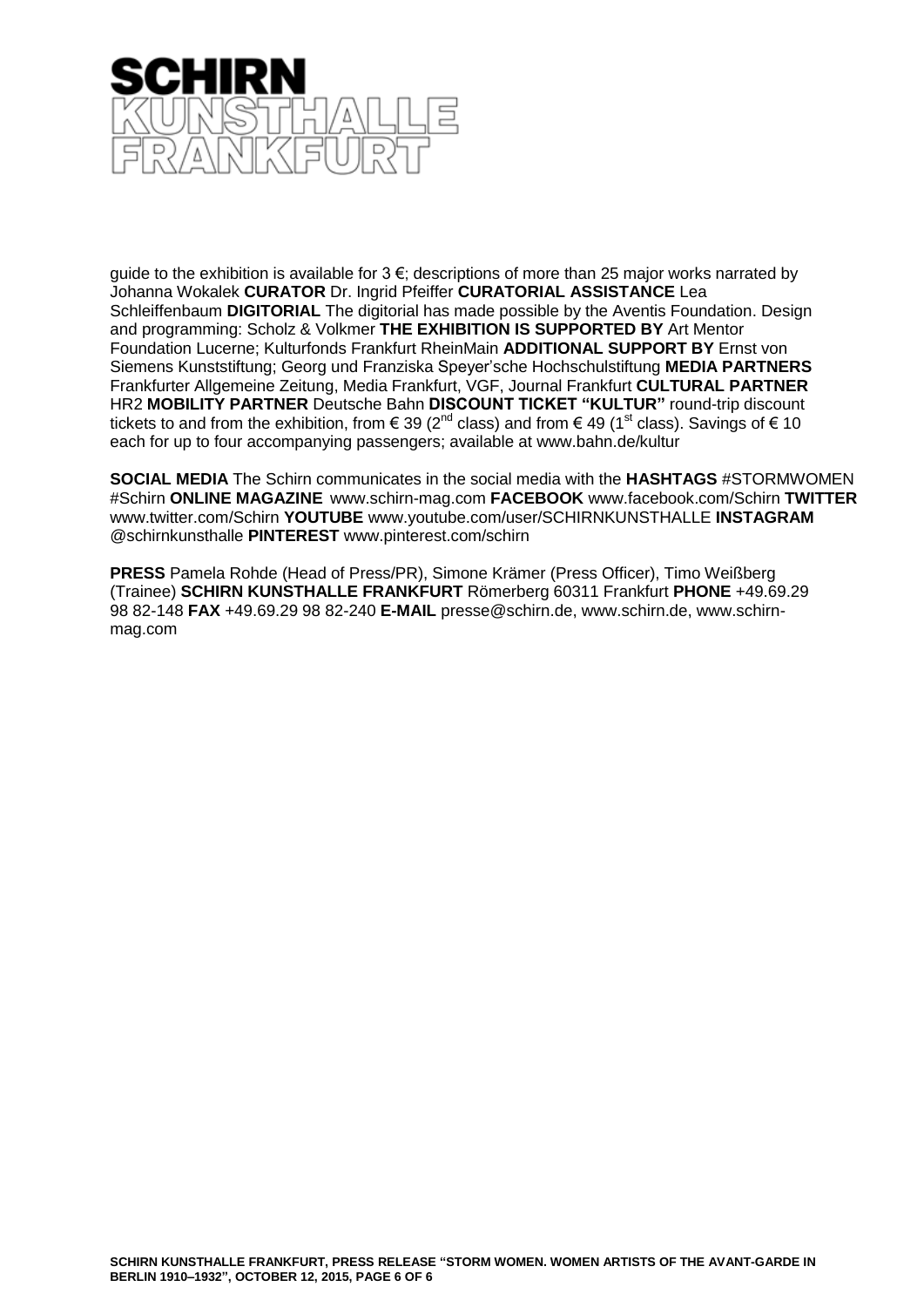guide to the exhibition is available for 3 €; descriptions of more than 25 major works narrated by Johanna Wokalek **CURATOR** Dr. Ingrid Pfeiffer **CURATORIAL ASSISTANCE** Lea Schleiffenbaum **DIGITORIAL** The digitorial has made possible by the Aventis Foundation. Design and programming: Scholz & Volkmer **THE EXHIBITION IS SUPPORTED BY** Art Mentor Foundation Lucerne; Kulturfonds Frankfurt RheinMain **ADDITIONAL SUPPORT BY** Ernst von Siemens Kunststiftung; Georg und Franziska Speyer'sche Hochschulstiftung **MEDIA PARTNERS** Frankfurter Allgemeine Zeitung, Media Frankfurt, VGF, Journal Frankfurt **CULTURAL PARTNER** HR2 **MOBILITY PARTNER** Deutsche Bahn **DISCOUNT TICKET "KULTUR"** round-trip discount tickets to and from the exhibition, from € 39 (2nd class) and from € 49 (1st class). Savings of € 10 each for up to four accompanying passengers; available at www.bahn.de/kultur

**SOCIAL MEDIA** The Schirn communicates in the social media with the **HASHTAGS** #STORMWOMEN #Schirn **ONLINE MAGAZINE** www.schirn-mag.com **FACEBOOK** www.facebook.com/Schirn **TWITTER** www.twitter.com/Schirn **YOUTUBE** www.youtube.com/user/SCHIRNKUNSTHALLE **INSTAGRAM** @schirnkunsthalle **PINTEREST** www.pinterest.com/schirn

**PRESS** Pamela Rohde (Head of Press/PR), Simone Krämer (Press Officer), Timo Weißberg (Trainee) **SCHIRN KUNSTHALLE FRANKFURT** Römerberg 60311 Frankfurt **PHONE** +49.69.29 98 82-148 **FAX** +49.69.29 98 82-240 **E-MAIL** presse@schirn.de, www.schirn.de, www.schirn-mag.com